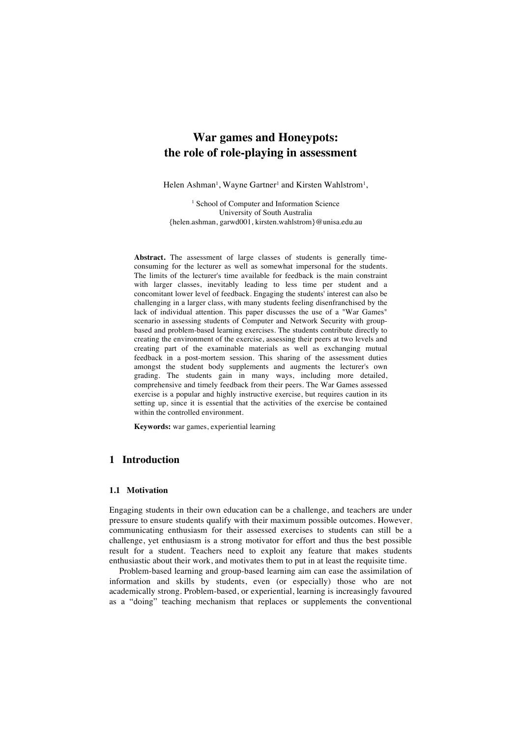# War games and Honeypots: the role of role-playing in assessment

Helen Ashman[1], Wayne Gartner[1] and Kirsten Wahlstrom[1],

[1] School of Computer and Information Science
University of South Australia
{helen.ashman, garwd001, kirsten.wahlstrom}@unisa.edu.au

**Abstract.** The assessment of large classes of students is generally time-consuming for the lecturer as well as somewhat impersonal for the students. The limits of the lecturer's time available for feedback is the main constraint with larger classes, inevitably leading to less time per student and a concomitant lower level of feedback. Engaging the students' interest can also be challenging in a larger class, with many students feeling disenfranchised by the lack of individual attention. This paper discusses the use of a "War Games" scenario in assessing students of Computer and Network Security with group-based and problem-based learning exercises. The students contribute directly to creating the environment of the exercise, assessing their peers at two levels and creating part of the examinable materials as well as exchanging mutual feedback in a post-mortem session. This sharing of the assessment duties amongst the student body supplements and augments the lecturer's own grading. The students gain in many ways, including more detailed, comprehensive and timely feedback from their peers. The War Games assessed exercise is a popular and highly instructive exercise, but requires caution in its setting up, since it is essential that the activities of the exercise be contained within the controlled environment.

**Keywords:** war games, experiential learning

## 1 Introduction

### 1.1 Motivation

Engaging students in their own education can be a challenge, and teachers are under pressure to ensure students qualify with their maximum possible outcomes. However, communicating enthusiasm for their assessed exercises to students can still be a challenge, yet enthusiasm is a strong motivator for effort and thus the best possible result for a student. Teachers need to exploit any feature that makes students enthusiastic about their work, and motivates them to put in at least the requisite time.

Problem-based learning and group-based learning aim can ease the assimilation of information and skills by students, even (or especially) those who are not academically strong. Problem-based, or experiential, learning is increasingly favoured as a "doing" teaching mechanism that replaces or supplements the conventional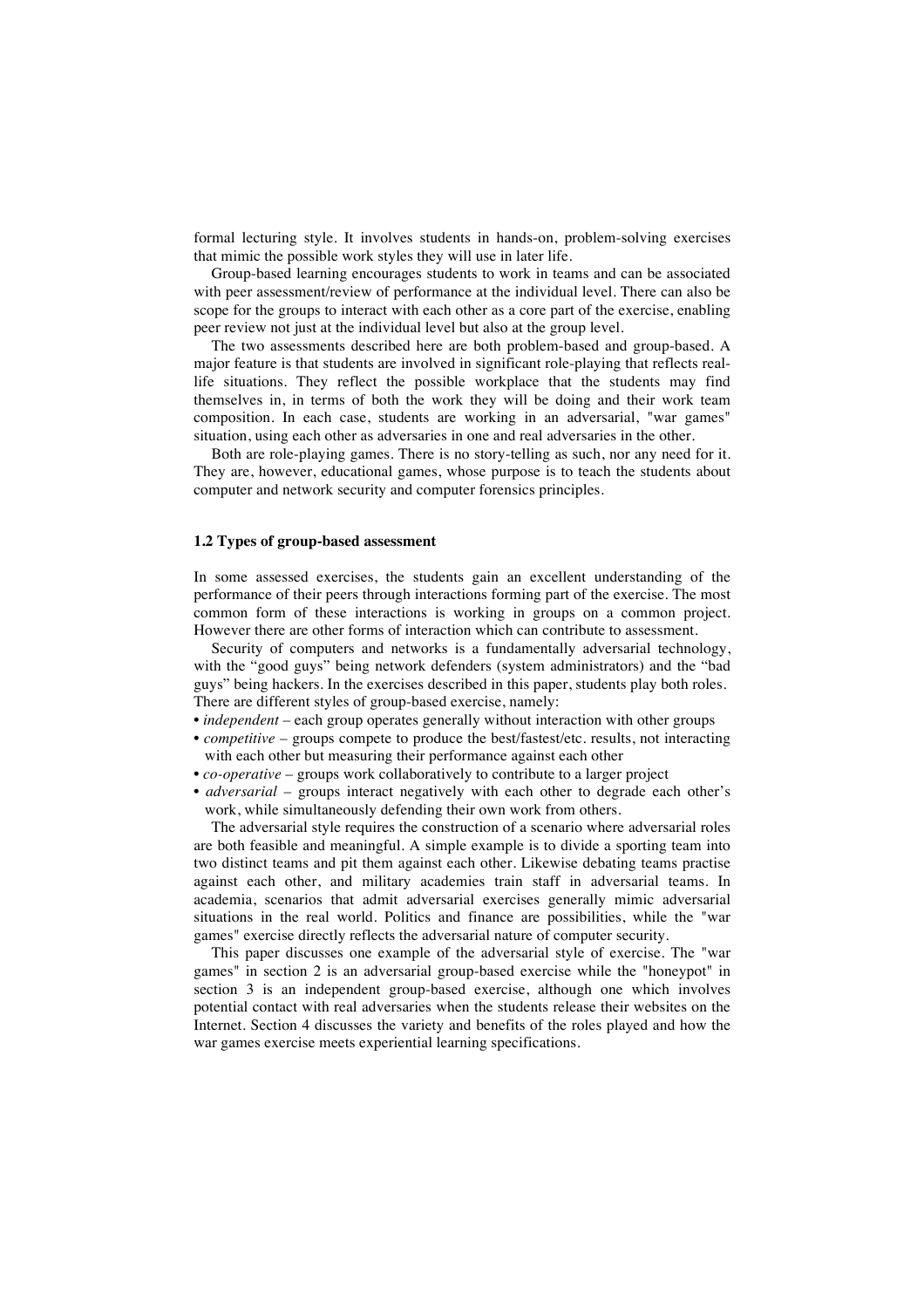formal lecturing style. It involves students in hands-on, problem-solving exercises that mimic the possible work styles they will use in later life.

Group-based learning encourages students to work in teams and can be associated with peer assessment/review of performance at the individual level. There can also be scope for the groups to interact with each other as a core part of the exercise, enabling peer review not just at the individual level but also at the group level.

The two assessments described here are both problem-based and group-based. A major feature is that students are involved in significant role-playing that reflects real-life situations. They reflect the possible workplace that the students may find themselves in, in terms of both the work they will be doing and their work team composition. In each case, students are working in an adversarial, "war games" situation, using each other as adversaries in one and real adversaries in the other.

Both are role-playing games. There is no story-telling as such, nor any need for it. They are, however, educational games, whose purpose is to teach the students about computer and network security and computer forensics principles.

### 1.2 Types of group-based assessment

In some assessed exercises, the students gain an excellent understanding of the performance of their peers through interactions forming part of the exercise. The most common form of these interactions is working in groups on a common project. However there are other forms of interaction which can contribute to assessment.

Security of computers and networks is a fundamentally adversarial technology, with the "good guys" being network defenders (system administrators) and the "bad guys" being hackers. In the exercises described in this paper, students play both roles. There are different styles of group-based exercise, namely:

- *independent* – each group operates generally without interaction with other groups
- *competitive* – groups compete to produce the best/fastest/etc. results, not interacting with each other but measuring their performance against each other
- *co-operative* – groups work collaboratively to contribute to a larger project
- *adversarial* – groups interact negatively with each other to degrade each other's work, while simultaneously defending their own work from others.

The adversarial style requires the construction of a scenario where adversarial roles are both feasible and meaningful. A simple example is to divide a sporting team into two distinct teams and pit them against each other. Likewise debating teams practise against each other, and military academies train staff in adversarial teams. In academia, scenarios that admit adversarial exercises generally mimic adversarial situations in the real world. Politics and finance are possibilities, while the "war games" exercise directly reflects the adversarial nature of computer security.

This paper discusses one example of the adversarial style of exercise. The "war games" in section 2 is an adversarial group-based exercise while the "honeypot" in section 3 is an independent group-based exercise, although one which involves potential contact with real adversaries when the students release their websites on the Internet. Section 4 discusses the variety and benefits of the roles played and how the war games exercise meets experiential learning specifications.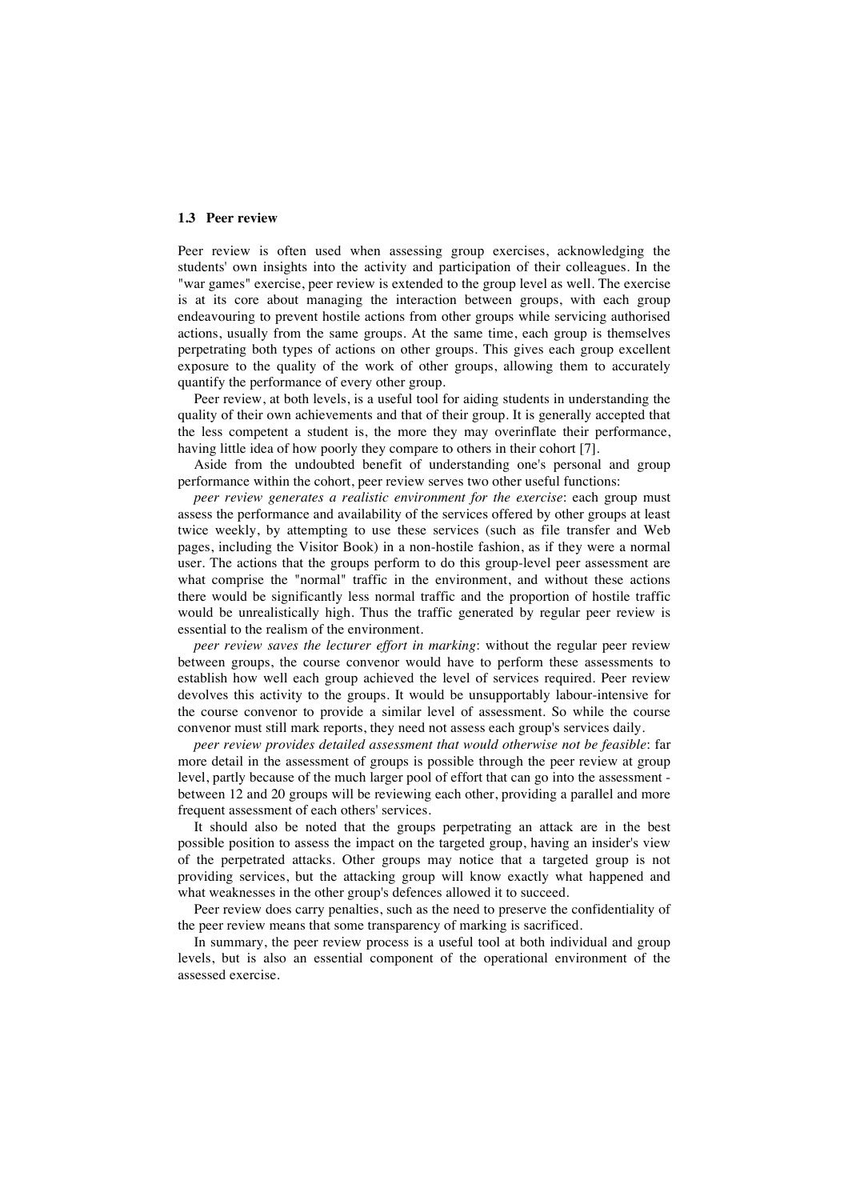### 1.3 Peer review

Peer review is often used when assessing group exercises, acknowledging the students' own insights into the activity and participation of their colleagues. In the "war games" exercise, peer review is extended to the group level as well. The exercise is at its core about managing the interaction between groups, with each group endeavouring to prevent hostile actions from other groups while servicing authorised actions, usually from the same groups. At the same time, each group is themselves perpetrating both types of actions on other groups. This gives each group excellent exposure to the quality of the work of other groups, allowing them to accurately quantify the performance of every other group.

Peer review, at both levels, is a useful tool for aiding students in understanding the quality of their own achievements and that of their group. It is generally accepted that the less competent a student is, the more they may overinflate their performance, having little idea of how poorly they compare to others in their cohort [7].

Aside from the undoubted benefit of understanding one's personal and group performance within the cohort, peer review serves two other useful functions:

*peer review generates a realistic environment for the exercise*: each group must assess the performance and availability of the services offered by other groups at least twice weekly, by attempting to use these services (such as file transfer and Web pages, including the Visitor Book) in a non-hostile fashion, as if they were a normal user. The actions that the groups perform to do this group-level peer assessment are what comprise the "normal" traffic in the environment, and without these actions there would be significantly less normal traffic and the proportion of hostile traffic would be unrealistically high. Thus the traffic generated by regular peer review is essential to the realism of the environment.

*peer review saves the lecturer effort in marking*: without the regular peer review between groups, the course convenor would have to perform these assessments to establish how well each group achieved the level of services required. Peer review devolves this activity to the groups. It would be unsupportably labour-intensive for the course convenor to provide a similar level of assessment. So while the course convenor must still mark reports, they need not assess each group's services daily.

*peer review provides detailed assessment that would otherwise not be feasible*: far more detail in the assessment of groups is possible through the peer review at group level, partly because of the much larger pool of effort that can go into the assessment - between 12 and 20 groups will be reviewing each other, providing a parallel and more frequent assessment of each others' services.

It should also be noted that the groups perpetrating an attack are in the best possible position to assess the impact on the targeted group, having an insider's view of the perpetrated attacks. Other groups may notice that a targeted group is not providing services, but the attacking group will know exactly what happened and what weaknesses in the other group's defences allowed it to succeed.

Peer review does carry penalties, such as the need to preserve the confidentiality of the peer review means that some transparency of marking is sacrificed.

In summary, the peer review process is a useful tool at both individual and group levels, but is also an essential component of the operational environment of the assessed exercise.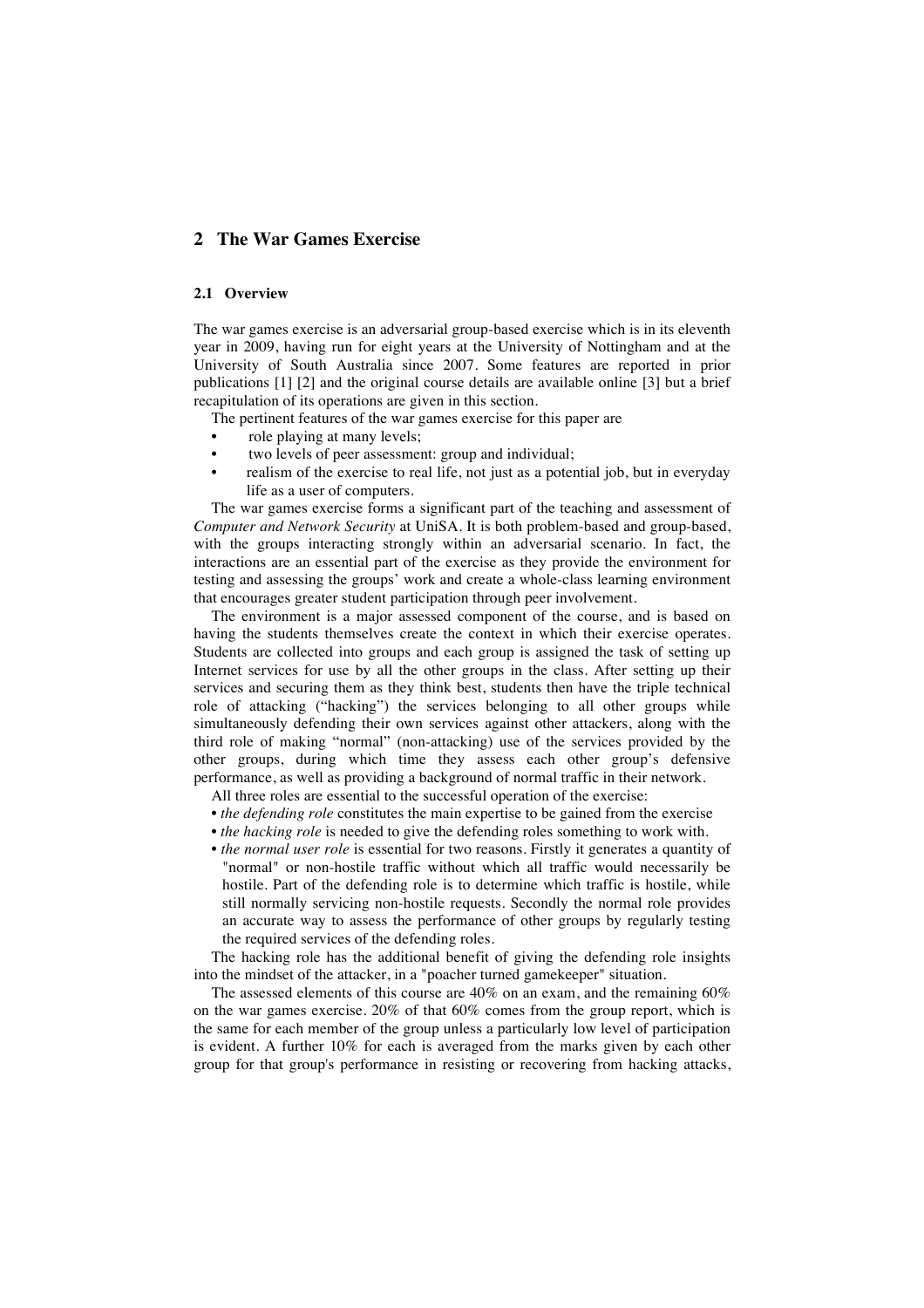## 2 The War Games Exercise

### 2.1 Overview

The war games exercise is an adversarial group-based exercise which is in its eleventh year in 2009, having run for eight years at the University of Nottingham and at the University of South Australia since 2007. Some features are reported in prior publications [1] [2] and the original course details are available online [3] but a brief recapitulation of its operations are given in this section.

The pertinent features of the war games exercise for this paper are

- role playing at many levels;
- two levels of peer assessment: group and individual;
- realism of the exercise to real life, not just as a potential job, but in everyday life as a user of computers.

The war games exercise forms a significant part of the teaching and assessment of *Computer and Network Security* at UniSA. It is both problem-based and group-based, with the groups interacting strongly within an adversarial scenario. In fact, the interactions are an essential part of the exercise as they provide the environment for testing and assessing the groups' work and create a whole-class learning environment that encourages greater student participation through peer involvement.

The environment is a major assessed component of the course, and is based on having the students themselves create the context in which their exercise operates. Students are collected into groups and each group is assigned the task of setting up Internet services for use by all the other groups in the class. After setting up their services and securing them as they think best, students then have the triple technical role of attacking ("hacking") the services belonging to all other groups while simultaneously defending their own services against other attackers, along with the third role of making "normal" (non-attacking) use of the services provided by the other groups, during which time they assess each other group's defensive performance, as well as providing a background of normal traffic in their network.

All three roles are essential to the successful operation of the exercise:

- *the defending role* constitutes the main expertise to be gained from the exercise
- *the hacking role* is needed to give the defending roles something to work with.
- *the normal user role* is essential for two reasons. Firstly it generates a quantity of "normal" or non-hostile traffic without which all traffic would necessarily be hostile. Part of the defending role is to determine which traffic is hostile, while still normally servicing non-hostile requests. Secondly the normal role provides an accurate way to assess the performance of other groups by regularly testing the required services of the defending roles.

The hacking role has the additional benefit of giving the defending role insights into the mindset of the attacker, in a "poacher turned gamekeeper" situation.

The assessed elements of this course are 40% on an exam, and the remaining 60% on the war games exercise. 20% of that 60% comes from the group report, which is the same for each member of the group unless a particularly low level of participation is evident. A further 10% for each is averaged from the marks given by each other group for that group's performance in resisting or recovering from hacking attacks,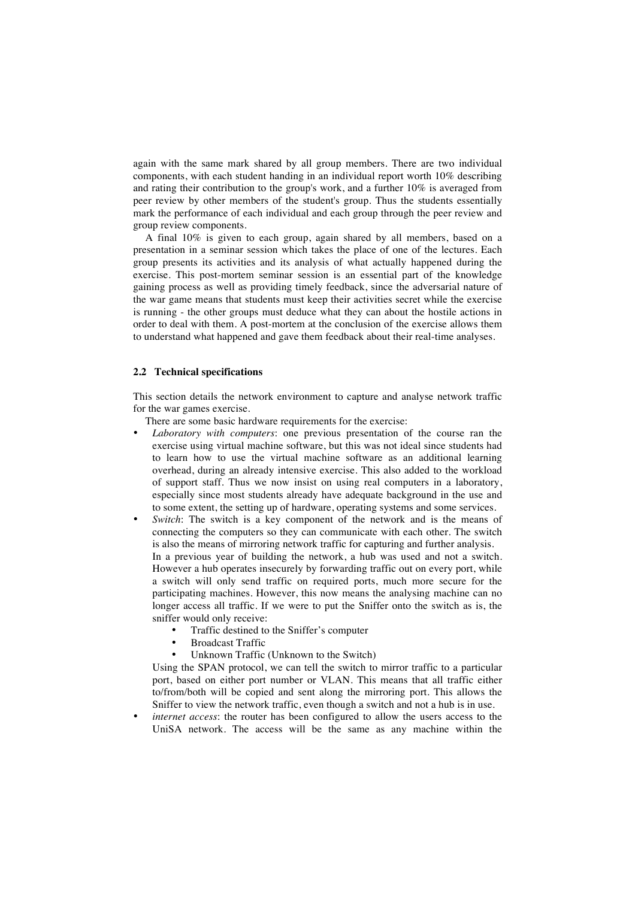again with the same mark shared by all group members. There are two individual components, with each student handing in an individual report worth 10% describing and rating their contribution to the group's work, and a further 10% is averaged from peer review by other members of the student's group. Thus the students essentially mark the performance of each individual and each group through the peer review and group review components.

A final 10% is given to each group, again shared by all members, based on a presentation in a seminar session which takes the place of one of the lectures. Each group presents its activities and its analysis of what actually happened during the exercise. This post-mortem seminar session is an essential part of the knowledge gaining process as well as providing timely feedback, since the adversarial nature of the war game means that students must keep their activities secret while the exercise is running - the other groups must deduce what they can about the hostile actions in order to deal with them. A post-mortem at the conclusion of the exercise allows them to understand what happened and gave them feedback about their real-time analyses.

### 2.2 Technical specifications

This section details the network environment to capture and analyse network traffic for the war games exercise.

There are some basic hardware requirements for the exercise:

- *Laboratory with computers*: one previous presentation of the course ran the exercise using virtual machine software, but this was not ideal since students had to learn how to use the virtual machine software as an additional learning overhead, during an already intensive exercise. This also added to the workload of support staff. Thus we now insist on using real computers in a laboratory, especially since most students already have adequate background in the use and to some extent, the setting up of hardware, operating systems and some services.
- *Switch*: The switch is a key component of the network and is the means of connecting the computers so they can communicate with each other. The switch is also the means of mirroring network traffic for capturing and further analysis.
  In a previous year of building the network, a hub was used and not a switch. However a hub operates insecurely by forwarding traffic out on every port, while a switch will only send traffic on required ports, much more secure for the participating machines. However, this now means the analysing machine can no longer access all traffic. If we were to put the Sniffer onto the switch as is, the sniffer would only receive:
    - Traffic destined to the Sniffer's computer
    - Broadcast Traffic
    - Unknown Traffic (Unknown to the Switch)

  Using the SPAN protocol, we can tell the switch to mirror traffic to a particular port, based on either port number or VLAN. This means that all traffic either to/from/both will be copied and sent along the mirroring port. This allows the Sniffer to view the network traffic, even though a switch and not a hub is in use.
- *internet access*: the router has been configured to allow the users access to the UniSA network. The access will be the same as any machine within the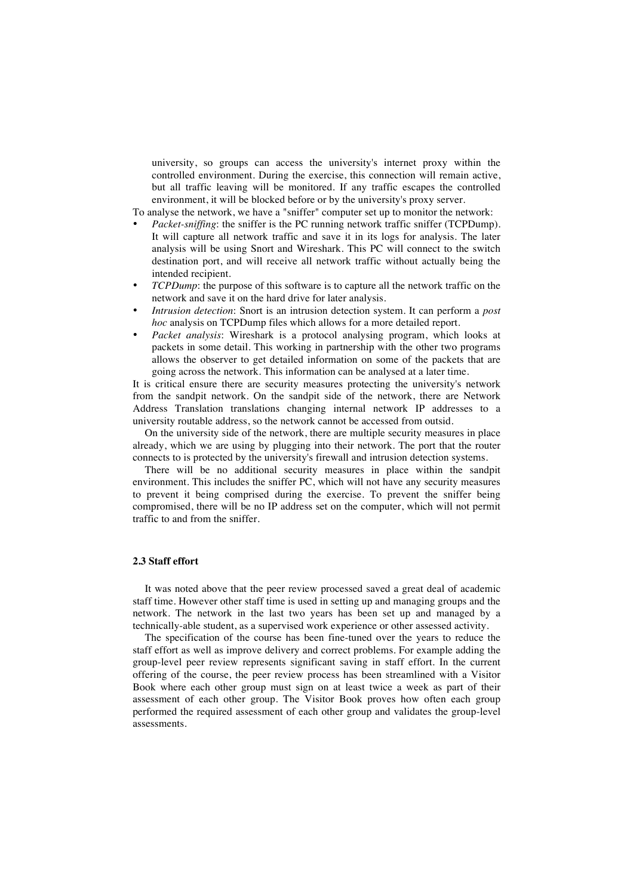university, so groups can access the university's internet proxy within the controlled environment. During the exercise, this connection will remain active, but all traffic leaving will be monitored. If any traffic escapes the controlled environment, it will be blocked before or by the university's proxy server.

To analyse the network, we have a "sniffer" computer set up to monitor the network:

- *Packet-sniffing*: the sniffer is the PC running network traffic sniffer (TCPDump). It will capture all network traffic and save it in its logs for analysis. The later analysis will be using Snort and Wireshark. This PC will connect to the switch destination port, and will receive all network traffic without actually being the intended recipient.
- *TCPDump*: the purpose of this software is to capture all the network traffic on the network and save it on the hard drive for later analysis.
- *Intrusion detection*: Snort is an intrusion detection system. It can perform a *post hoc* analysis on TCPDump files which allows for a more detailed report.
- *Packet analysis*: Wireshark is a protocol analysing program, which looks at packets in some detail. This working in partnership with the other two programs allows the observer to get detailed information on some of the packets that are going across the network. This information can be analysed at a later time.

It is critical ensure there are security measures protecting the university's network from the sandpit network. On the sandpit side of the network, there are Network Address Translation translations changing internal network IP addresses to a university routable address, so the network cannot be accessed from outsid.

On the university side of the network, there are multiple security measures in place already, which we are using by plugging into their network. The port that the router connects to is protected by the university's firewall and intrusion detection systems.

There will be no additional security measures in place within the sandpit environment. This includes the sniffer PC, which will not have any security measures to prevent it being comprised during the exercise. To prevent the sniffer being compromised, there will be no IP address set on the computer, which will not permit traffic to and from the sniffer.

### 2.3 Staff effort

It was noted above that the peer review processed saved a great deal of academic staff time. However other staff time is used in setting up and managing groups and the network. The network in the last two years has been set up and managed by a technically-able student, as a supervised work experience or other assessed activity.

The specification of the course has been fine-tuned over the years to reduce the staff effort as well as improve delivery and correct problems. For example adding the group-level peer review represents significant saving in staff effort. In the current offering of the course, the peer review process has been streamlined with a Visitor Book where each other group must sign on at least twice a week as part of their assessment of each other group. The Visitor Book proves how often each group performed the required assessment of each other group and validates the group-level assessments.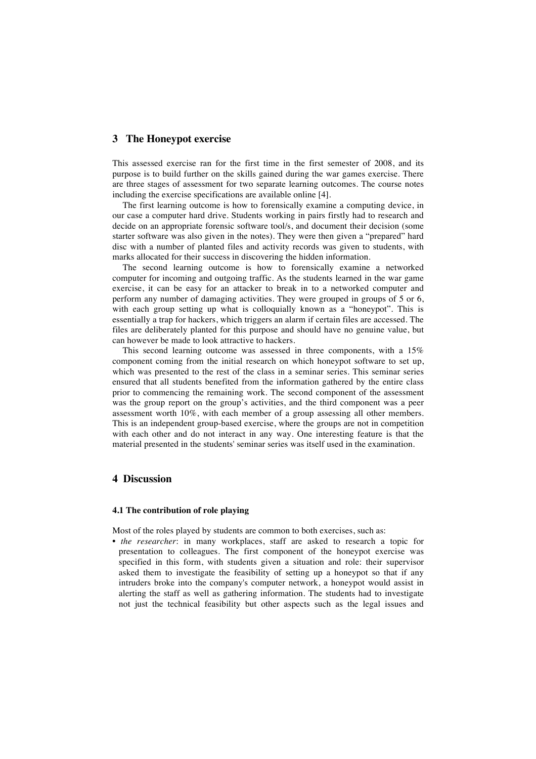## 3 The Honeypot exercise

This assessed exercise ran for the first time in the first semester of 2008, and its purpose is to build further on the skills gained during the war games exercise. There are three stages of assessment for two separate learning outcomes. The course notes including the exercise specifications are available online [4].

The first learning outcome is how to forensically examine a computing device, in our case a computer hard drive. Students working in pairs firstly had to research and decide on an appropriate forensic software tool/s, and document their decision (some starter software was also given in the notes). They were then given a "prepared" hard disc with a number of planted files and activity records was given to students, with marks allocated for their success in discovering the hidden information.

The second learning outcome is how to forensically examine a networked computer for incoming and outgoing traffic. As the students learned in the war game exercise, it can be easy for an attacker to break in to a networked computer and perform any number of damaging activities. They were grouped in groups of 5 or 6, with each group setting up what is colloquially known as a "honeypot". This is essentially a trap for hackers, which triggers an alarm if certain files are accessed. The files are deliberately planted for this purpose and should have no genuine value, but can however be made to look attractive to hackers.

This second learning outcome was assessed in three components, with a 15% component coming from the initial research on which honeypot software to set up, which was presented to the rest of the class in a seminar series. This seminar series ensured that all students benefited from the information gathered by the entire class prior to commencing the remaining work. The second component of the assessment was the group report on the group's activities, and the third component was a peer assessment worth 10%, with each member of a group assessing all other members. This is an independent group-based exercise, where the groups are not in competition with each other and do not interact in any way. One interesting feature is that the material presented in the students' seminar series was itself used in the examination.

## 4 Discussion

### 4.1 The contribution of role playing

Most of the roles played by students are common to both exercises, such as:

- *the researcher*: in many workplaces, staff are asked to research a topic for presentation to colleagues. The first component of the honeypot exercise was specified in this form, with students given a situation and role: their supervisor asked them to investigate the feasibility of setting up a honeypot so that if any intruders broke into the company's computer network, a honeypot would assist in alerting the staff as well as gathering information. The students had to investigate not just the technical feasibility but other aspects such as the legal issues and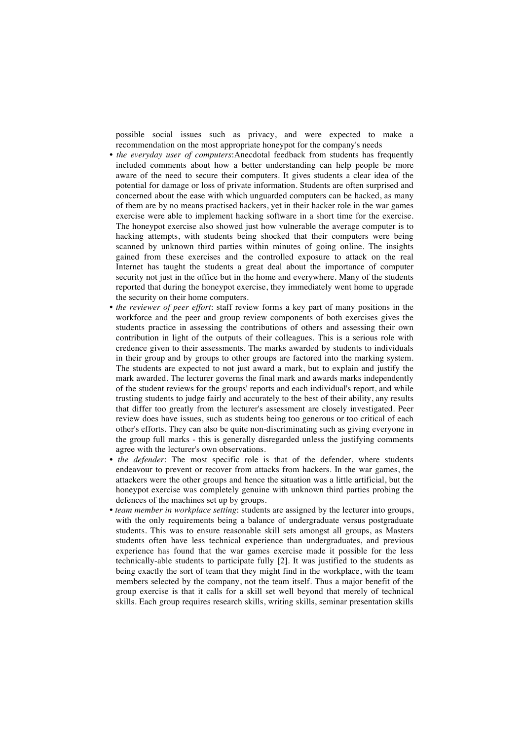possible social issues such as privacy, and were expected to make a recommendation on the most appropriate honeypot for the company's needs

- *the everyday user of computers*:Anecdotal feedback from students has frequently included comments about how a better understanding can help people be more aware of the need to secure their computers. It gives students a clear idea of the potential for damage or loss of private information. Students are often surprised and concerned about the ease with which unguarded computers can be hacked, as many of them are by no means practised hackers, yet in their hacker role in the war games exercise were able to implement hacking software in a short time for the exercise. The honeypot exercise also showed just how vulnerable the average computer is to hacking attempts, with students being shocked that their computers were being scanned by unknown third parties within minutes of going online. The insights gained from these exercises and the controlled exposure to attack on the real Internet has taught the students a great deal about the importance of computer security not just in the office but in the home and everywhere. Many of the students reported that during the honeypot exercise, they immediately went home to upgrade the security on their home computers.
- *the reviewer of peer effort*: staff review forms a key part of many positions in the workforce and the peer and group review components of both exercises gives the students practice in assessing the contributions of others and assessing their own contribution in light of the outputs of their colleagues. This is a serious role with credence given to their assessments. The marks awarded by students to individuals in their group and by groups to other groups are factored into the marking system. The students are expected to not just award a mark, but to explain and justify the mark awarded. The lecturer governs the final mark and awards marks independently of the student reviews for the groups' reports and each individual's report, and while trusting students to judge fairly and accurately to the best of their ability, any results that differ too greatly from the lecturer's assessment are closely investigated. Peer review does have issues, such as students being too generous or too critical of each other's efforts. They can also be quite non-discriminating such as giving everyone in the group full marks - this is generally disregarded unless the justifying comments agree with the lecturer's own observations.
- *the defender*: The most specific role is that of the defender, where students endeavour to prevent or recover from attacks from hackers. In the war games, the attackers were the other groups and hence the situation was a little artificial, but the honeypot exercise was completely genuine with unknown third parties probing the defences of the machines set up by groups.
- *team member in workplace setting*: students are assigned by the lecturer into groups, with the only requirements being a balance of undergraduate versus postgraduate students. This was to ensure reasonable skill sets amongst all groups, as Masters students often have less technical experience than undergraduates, and previous experience has found that the war games exercise made it possible for the less technically-able students to participate fully [2]. It was justified to the students as being exactly the sort of team that they might find in the workplace, with the team members selected by the company, not the team itself. Thus a major benefit of the group exercise is that it calls for a skill set well beyond that merely of technical skills. Each group requires research skills, writing skills, seminar presentation skills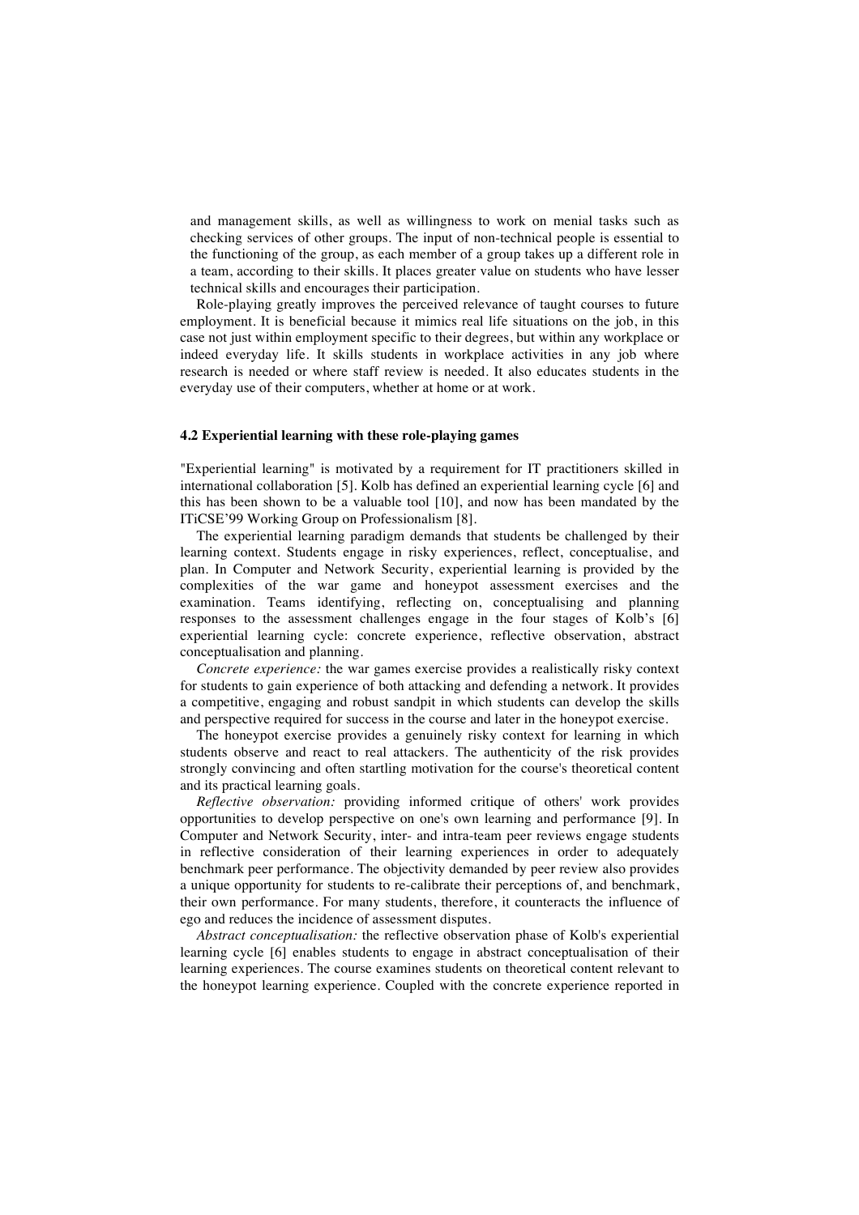and management skills, as well as willingness to work on menial tasks such as checking services of other groups. The input of non-technical people is essential to the functioning of the group, as each member of a group takes up a different role in a team, according to their skills. It places greater value on students who have lesser technical skills and encourages their participation.

Role-playing greatly improves the perceived relevance of taught courses to future employment. It is beneficial because it mimics real life situations on the job, in this case not just within employment specific to their degrees, but within any workplace or indeed everyday life. It skills students in workplace activities in any job where research is needed or where staff review is needed. It also educates students in the everyday use of their computers, whether at home or at work.

### 4.2 Experiential learning with these role-playing games

"Experiential learning" is motivated by a requirement for IT practitioners skilled in international collaboration [5]. Kolb has defined an experiential learning cycle [6] and this has been shown to be a valuable tool [10], and now has been mandated by the ITiCSE'99 Working Group on Professionalism [8].

The experiential learning paradigm demands that students be challenged by their learning context. Students engage in risky experiences, reflect, conceptualise, and plan. In Computer and Network Security, experiential learning is provided by the complexities of the war game and honeypot assessment exercises and the examination. Teams identifying, reflecting on, conceptualising and planning responses to the assessment challenges engage in the four stages of Kolb's [6] experiential learning cycle: concrete experience, reflective observation, abstract conceptualisation and planning.

*Concrete experience:* the war games exercise provides a realistically risky context for students to gain experience of both attacking and defending a network. It provides a competitive, engaging and robust sandpit in which students can develop the skills and perspective required for success in the course and later in the honeypot exercise.

The honeypot exercise provides a genuinely risky context for learning in which students observe and react to real attackers. The authenticity of the risk provides strongly convincing and often startling motivation for the course's theoretical content and its practical learning goals.

*Reflective observation:* providing informed critique of others' work provides opportunities to develop perspective on one's own learning and performance [9]. In Computer and Network Security, inter- and intra-team peer reviews engage students in reflective consideration of their learning experiences in order to adequately benchmark peer performance. The objectivity demanded by peer review also provides a unique opportunity for students to re-calibrate their perceptions of, and benchmark, their own performance. For many students, therefore, it counteracts the influence of ego and reduces the incidence of assessment disputes.

*Abstract conceptualisation:* the reflective observation phase of Kolb's experiential learning cycle [6] enables students to engage in abstract conceptualisation of their learning experiences. The course examines students on theoretical content relevant to the honeypot learning experience. Coupled with the concrete experience reported in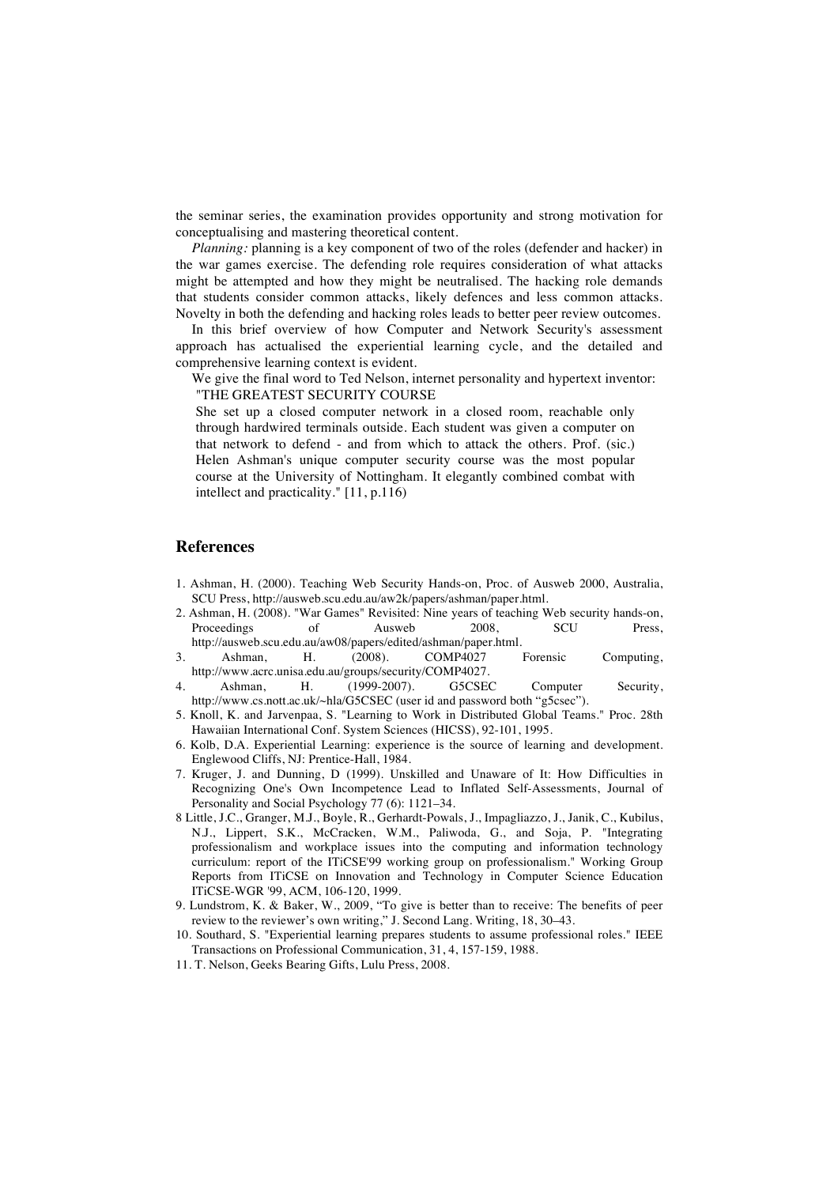the seminar series, the examination provides opportunity and strong motivation for conceptualising and mastering theoretical content.

*Planning:* planning is a key component of two of the roles (defender and hacker) in the war games exercise. The defending role requires consideration of what attacks might be attempted and how they might be neutralised. The hacking role demands that students consider common attacks, likely defences and less common attacks. Novelty in both the defending and hacking roles leads to better peer review outcomes.

In this brief overview of how Computer and Network Security's assessment approach has actualised the experiential learning cycle, and the detailed and comprehensive learning context is evident.

We give the final word to Ted Nelson, internet personality and hypertext inventor:

> "THE GREATEST SECURITY COURSE
>
> She set up a closed computer network in a closed room, reachable only through hardwired terminals outside. Each student was given a computer on that network to defend - and from which to attack the others. Prof. (sic.) Helen Ashman's unique computer security course was the most popular course at the University of Nottingham. It elegantly combined combat with intellect and practicality." [11, p.116)

## References

1. Ashman, H. (2000). Teaching Web Security Hands-on, Proc. of Ausweb 2000, Australia, SCU Press, http://ausweb.scu.edu.au/aw2k/papers/ashman/paper.html.
2. Ashman, H. (2008). "War Games" Revisited: Nine years of teaching Web security hands-on, Proceedings of Ausweb 2008, SCU Press, http://ausweb.scu.edu.au/aw08/papers/edited/ashman/paper.html.
3. Ashman, H. (2008). COMP4027 Forensic Computing, http://www.acrc.unisa.edu.au/groups/security/COMP4027.
4. Ashman, H. (1999-2007). G5CSEC Computer Security, http://www.cs.nott.ac.uk/~hla/G5CSEC (user id and password both "g5csec").
5. Knoll, K. and Jarvenpaa, S. "Learning to Work in Distributed Global Teams." Proc. 28th Hawaiian International Conf. System Sciences (HICSS), 92-101, 1995.
6. Kolb, D.A. Experiential Learning: experience is the source of learning and development. Englewood Cliffs, NJ: Prentice-Hall, 1984.
7. Kruger, J. and Dunning, D (1999). Unskilled and Unaware of It: How Difficulties in Recognizing One's Own Incompetence Lead to Inflated Self-Assessments, Journal of Personality and Social Psychology 77 (6): 1121–34.
8. Little, J.C., Granger, M.J., Boyle, R., Gerhardt-Powals, J., Impagliazzo, J., Janik, C., Kubilus, N.J., Lippert, S.K., McCracken, W.M., Paliwoda, G., and Soja, P. "Integrating professionalism and workplace issues into the computing and information technology curriculum: report of the ITiCSE'99 working group on professionalism." Working Group Reports from ITiCSE on Innovation and Technology in Computer Science Education ITiCSE-WGR '99, ACM, 106-120, 1999.
9. Lundstrom, K. & Baker, W., 2009, "To give is better than to receive: The benefits of peer review to the reviewer's own writing," J. Second Lang. Writing, 18, 30–43.
10. Southard, S. "Experiential learning prepares students to assume professional roles." IEEE Transactions on Professional Communication, 31, 4, 157-159, 1988.
11. T. Nelson, Geeks Bearing Gifts, Lulu Press, 2008.